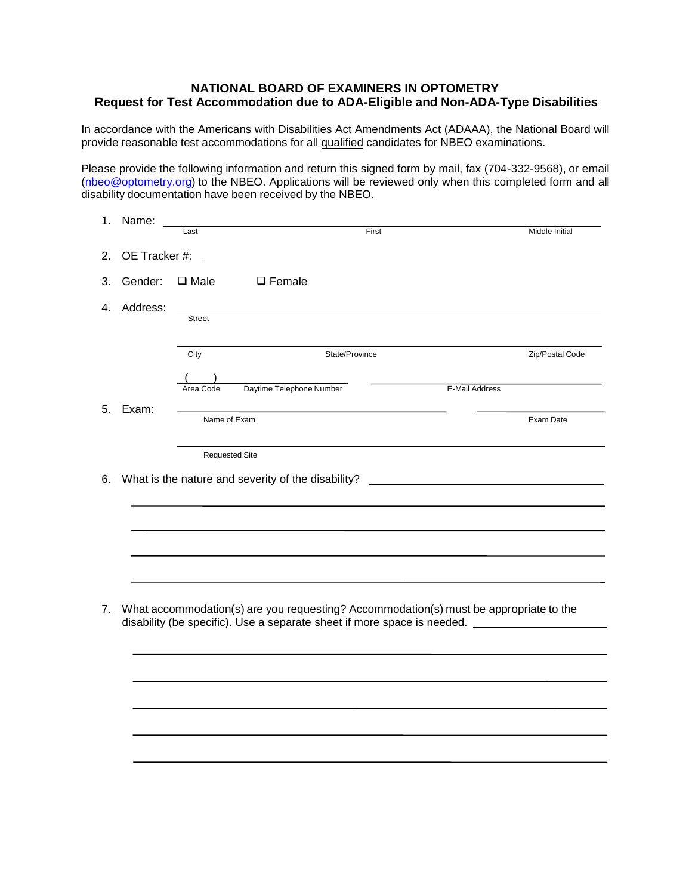**NATIONAL BOARD OF EXAMINERS IN OPTOMETRY**
**Request for Test Accommodation due to ADA-Eligible and Non-ADA-Type Disabilities**

In accordance with the Americans with Disabilities Act Amendments Act (ADAAA), the National Board will provide reasonable test accommodations for all qualified candidates for NBEO examinations.

Please provide the following information and return this signed form by mail, fax (704-332-9568), or email (nbeo@optometry.org) to the NBEO. Applications will be reviewed only when this completed form and all disability documentation have been received by the NBEO.

1. Name: \_\_\_\_\_\_\_\_\_\_\_\_\_\_\_\_\_\_\_\_\_\_\_\_\_\_\_\_\_\_\_\_\_\_\_\_\_\_\_\_\_\_\_\_\_\_\_\_\_\_\_\_
   Last First Middle Initial

2. OE Tracker #: \_\_\_\_\_\_\_\_\_\_\_\_\_\_\_\_\_\_\_\_\_\_\_\_\_\_\_\_\_\_\_\_\_\_\_\_\_\_\_\_\_\_\_\_\_\_\_\_\_\_\_\_

3. Gender: ☐ Male ☐ Female

4. Address: \_\_\_\_\_\_\_\_\_\_\_\_\_\_\_\_\_\_\_\_\_\_\_\_\_\_\_\_\_\_\_\_\_\_\_\_\_\_\_\_\_\_\_\_\_\_\_\_\_\_\_\_
   Street

   \_\_\_\_\_\_\_\_\_\_\_\_\_\_\_\_\_\_\_\_\_\_\_\_\_\_\_\_\_\_\_\_\_\_\_\_\_\_\_\_\_\_\_\_\_\_\_\_\_\_\_\_
   City State/Province Zip/Postal Code

   ( ) \_\_\_\_\_\_\_\_\_\_\_\_\_\_\_\_\_\_\_\_\_\_\_\_ \_\_\_\_\_\_\_\_\_\_\_\_\_\_\_\_\_\_\_\_\_\_\_\_
   Area Code Daytime Telephone Number E-Mail Address

5. Exam: \_\_\_\_\_\_\_\_\_\_\_\_\_\_\_\_\_\_\_\_\_\_\_\_\_\_\_\_\_\_\_\_\_\_\_\_\_\_\_\_ \_\_\_\_\_\_\_\_\_\_\_\_\_\_\_\_
   Name of Exam Exam Date

   \_\_\_\_\_\_\_\_\_\_\_\_\_\_\_\_\_\_\_\_\_\_\_\_\_\_\_\_\_\_\_\_\_\_\_\_\_\_\_\_\_\_\_\_\_\_\_\_\_\_\_\_
   Requested Site

6. What is the nature and severity of the disability? \_\_\_\_\_\_\_\_\_\_\_\_\_\_\_\_\_\_\_\_\_\_\_\_

   \_\_\_\_\_\_\_\_\_\_\_\_\_\_\_\_\_\_\_\_\_\_\_\_\_\_\_\_\_\_\_\_\_\_\_\_\_\_\_\_\_\_\_\_\_\_\_\_\_\_\_\_

   \_\_\_\_\_\_\_\_\_\_\_\_\_\_\_\_\_\_\_\_\_\_\_\_\_\_\_\_\_\_\_\_\_\_\_\_\_\_\_\_\_\_\_\_\_\_\_\_\_\_\_\_

   \_\_\_\_\_\_\_\_\_\_\_\_\_\_\_\_\_\_\_\_\_\_\_\_\_\_\_\_\_\_\_\_\_\_\_\_\_\_\_\_\_\_\_\_\_\_\_\_\_\_\_\_

   \_\_\_\_\_\_\_\_\_\_\_\_\_\_\_\_\_\_\_\_\_\_\_\_\_\_\_\_\_\_\_\_\_\_\_\_\_\_\_\_\_\_\_\_\_\_\_\_\_\_\_\_

7. What accommodation(s) are you requesting? Accommodation(s) must be appropriate to the disability (be specific). Use a separate sheet if more space is needed. \_\_\_\_\_\_\_\_\_\_\_\_\_\_\_\_\_\_\_\_\_\_\_\_

   \_\_\_\_\_\_\_\_\_\_\_\_\_\_\_\_\_\_\_\_\_\_\_\_\_\_\_\_\_\_\_\_\_\_\_\_\_\_\_\_\_\_\_\_\_\_\_\_\_\_\_\_

   \_\_\_\_\_\_\_\_\_\_\_\_\_\_\_\_\_\_\_\_\_\_\_\_\_\_\_\_\_\_\_\_\_\_\_\_\_\_\_\_\_\_\_\_\_\_\_\_\_\_\_\_

   \_\_\_\_\_\_\_\_\_\_\_\_\_\_\_\_\_\_\_\_\_\_\_\_\_\_\_\_\_\_\_\_\_\_\_\_\_\_\_\_\_\_\_\_\_\_\_\_\_\_\_\_

   \_\_\_\_\_\_\_\_\_\_\_\_\_\_\_\_\_\_\_\_\_\_\_\_\_\_\_\_\_\_\_\_\_\_\_\_\_\_\_\_\_\_\_\_\_\_\_\_\_\_\_\_

   \_\_\_\_\_\_\_\_\_\_\_\_\_\_\_\_\_\_\_\_\_\_\_\_\_\_\_\_\_\_\_\_\_\_\_\_\_\_\_\_\_\_\_\_\_\_\_\_\_\_\_\_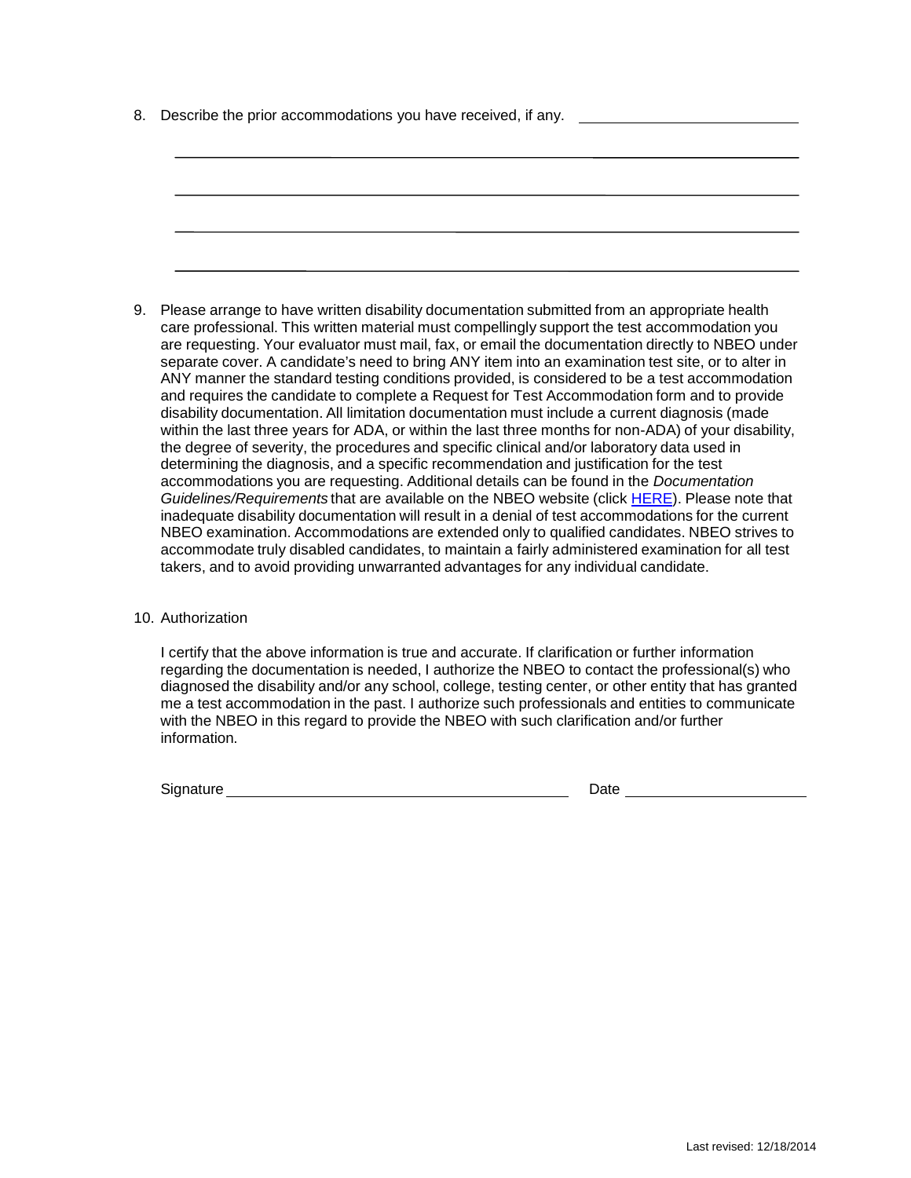8. Describe the prior accommodations you have received, if any. ______________________

_____________________________________________________________________________

_____________________________________________________________________________

_____________________________________________________________________________

_____________________________________________________________________________

9. Please arrange to have written disability documentation submitted from an appropriate health care professional. This written material must compellingly support the test accommodation you are requesting. Your evaluator must mail, fax, or email the documentation directly to NBEO under separate cover. A candidate's need to bring ANY item into an examination test site, or to alter in ANY manner the standard testing conditions provided, is considered to be a test accommodation and requires the candidate to complete a Request for Test Accommodation form and to provide disability documentation. All limitation documentation must include a current diagnosis (made within the last three years for ADA, or within the last three months for non-ADA) of your disability, the degree of severity, the procedures and specific clinical and/or laboratory data used in determining the diagnosis, and a specific recommendation and justification for the test accommodations you are requesting. Additional details can be found in the *Documentation Guidelines/Requirements* that are available on the NBEO website (click HERE). Please note that inadequate disability documentation will result in a denial of test accommodations for the current NBEO examination. Accommodations are extended only to qualified candidates. NBEO strives to accommodate truly disabled candidates, to maintain a fairly administered examination for all test takers, and to avoid providing unwarranted advantages for any individual candidate.

10. Authorization

    I certify that the above information is true and accurate. If clarification or further information regarding the documentation is needed, I authorize the NBEO to contact the professional(s) who diagnosed the disability and/or any school, college, testing center, or other entity that has granted me a test accommodation in the past. I authorize such professionals and entities to communicate with the NBEO in this regard to provide the NBEO with such clarification and/or further information.

    Signature ______________________________ Date ________________

Last revised: 12/18/2014